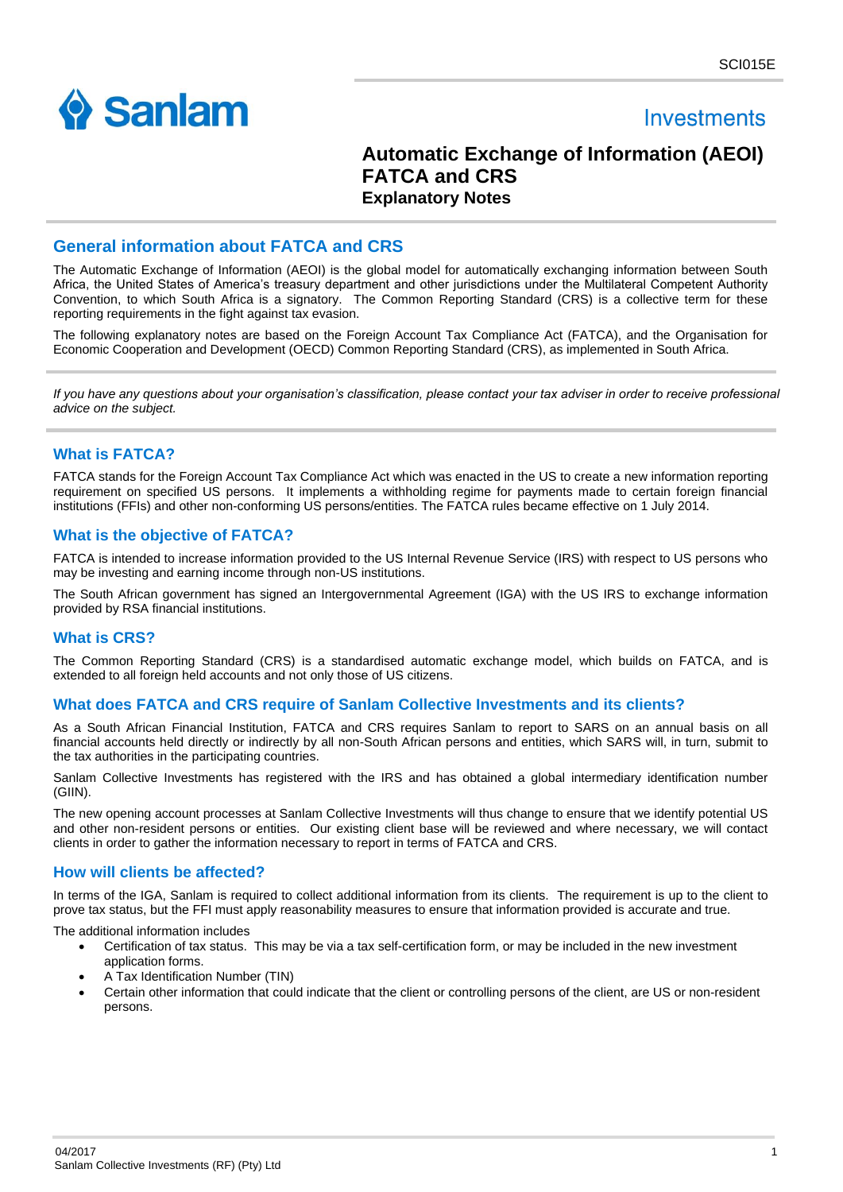# Automatic Exchange of Information (AEOI) FATCA and CRS

**Explanatory Notes**

## General information about FATCA and CRS

The Automatic Exchange of Information (AEOI) is the global model for automatically exchanging information between South Africa, the United States of America's treasury department and other jurisdictions under the Multilateral Competent Authority Convention, to which South Africa is a signatory. The Common Reporting Standard (CRS) is a collective term for these reporting requirements in the fight against tax evasion.

The following explanatory notes are based on the Foreign Account Tax Compliance Act (FATCA), and the Organisation for Economic Cooperation and Development (OECD) Common Reporting Standard (CRS), as implemented in South Africa.

*If you have any questions about your organisation's classification, please contact your tax adviser in order to receive professional advice on the subject.*

### What is FATCA?

FATCA stands for the Foreign Account Tax Compliance Act which was enacted in the US to create a new information reporting requirement on specified US persons. It implements a withholding regime for payments made to certain foreign financial institutions (FFIs) and other non-conforming US persons/entities. The FATCA rules became effective on 1 July 2014.

### What is the objective of FATCA?

FATCA is intended to increase information provided to the US Internal Revenue Service (IRS) with respect to US persons who may be investing and earning income through non-US institutions.

The South African government has signed an Intergovernmental Agreement (IGA) with the US IRS to exchange information provided by RSA financial institutions.

### What is CRS?

The Common Reporting Standard (CRS) is a standardised automatic exchange model, which builds on FATCA, and is extended to all foreign held accounts and not only those of US citizens.

### What does FATCA and CRS require of Sanlam Collective Investments and its clients?

As a South African Financial Institution, FATCA and CRS requires Sanlam to report to SARS on an annual basis on all financial accounts held directly or indirectly by all non-South African persons and entities, which SARS will, in turn, submit to the tax authorities in the participating countries.

Sanlam Collective Investments has registered with the IRS and has obtained a global intermediary identification number (GIIN).

The new opening account processes at Sanlam Collective Investments will thus change to ensure that we identify potential US and other non-resident persons or entities. Our existing client base will be reviewed and where necessary, we will contact clients in order to gather the information necessary to report in terms of FATCA and CRS.

### How will clients be affected?

In terms of the IGA, Sanlam is required to collect additional information from its clients. The requirement is up to the client to prove tax status, but the FFI must apply reasonability measures to ensure that information provided is accurate and true.

The additional information includes

- Certification of tax status. This may be via a tax self-certification form, or may be included in the new investment application forms.
- A Tax Identification Number (TIN)
- Certain other information that could indicate that the client or controlling persons of the client, are US or non-resident persons.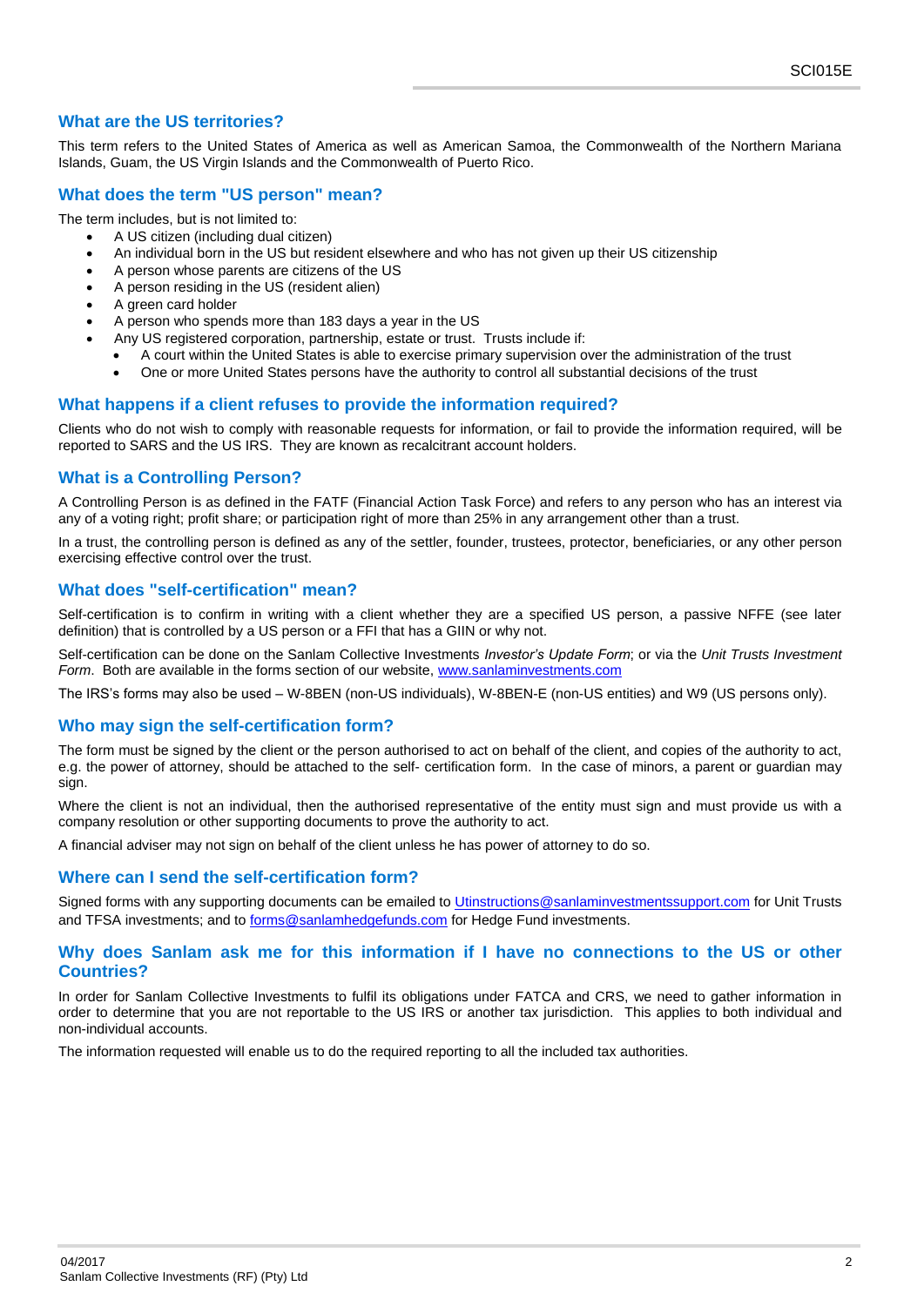## What are the US territories?

This term refers to the United States of America as well as American Samoa, the Commonwealth of the Northern Mariana Islands, Guam, the US Virgin Islands and the Commonwealth of Puerto Rico.

## What does the term "US person" mean?

The term includes, but is not limited to:

- A US citizen (including dual citizen)
- An individual born in the US but resident elsewhere and who has not given up their US citizenship
- A person whose parents are citizens of the US
- A person residing in the US (resident alien)
- A green card holder
- A person who spends more than 183 days a year in the US
- Any US registered corporation, partnership, estate or trust. Trusts include if:
  - A court within the United States is able to exercise primary supervision over the administration of the trust
  - One or more United States persons have the authority to control all substantial decisions of the trust

## What happens if a client refuses to provide the information required?

Clients who do not wish to comply with reasonable requests for information, or fail to provide the information required, will be reported to SARS and the US IRS. They are known as recalcitrant account holders.

## What is a Controlling Person?

A Controlling Person is as defined in the FATF (Financial Action Task Force) and refers to any person who has an interest via any of a voting right; profit share; or participation right of more than 25% in any arrangement other than a trust.

In a trust, the controlling person is defined as any of the settler, founder, trustees, protector, beneficiaries, or any other person exercising effective control over the trust.

## What does "self-certification" mean?

Self-certification is to confirm in writing with a client whether they are a specified US person, a passive NFFE (see later definition) that is controlled by a US person or a FFI that has a GIIN or why not.

Self-certification can be done on the Sanlam Collective Investments *Investor's Update Form*; or via the *Unit Trusts Investment Form*. Both are available in the forms section of our website, www.sanlaminvestments.com

The IRS's forms may also be used – W-8BEN (non-US individuals), W-8BEN-E (non-US entities) and W9 (US persons only).

## Who may sign the self-certification form?

The form must be signed by the client or the person authorised to act on behalf of the client, and copies of the authority to act, e.g. the power of attorney, should be attached to the self- certification form. In the case of minors, a parent or guardian may sign.

Where the client is not an individual, then the authorised representative of the entity must sign and must provide us with a company resolution or other supporting documents to prove the authority to act.

A financial adviser may not sign on behalf of the client unless he has power of attorney to do so.

## Where can I send the self-certification form?

Signed forms with any supporting documents can be emailed to Utinstructions@sanlaminvestmentssupport.com for Unit Trusts and TFSA investments; and to forms@sanlamhedgefunds.com for Hedge Fund investments.

## Why does Sanlam ask me for this information if I have no connections to the US or other Countries?

In order for Sanlam Collective Investments to fulfil its obligations under FATCA and CRS, we need to gather information in order to determine that you are not reportable to the US IRS or another tax jurisdiction. This applies to both individual and non-individual accounts.

The information requested will enable us to do the required reporting to all the included tax authorities.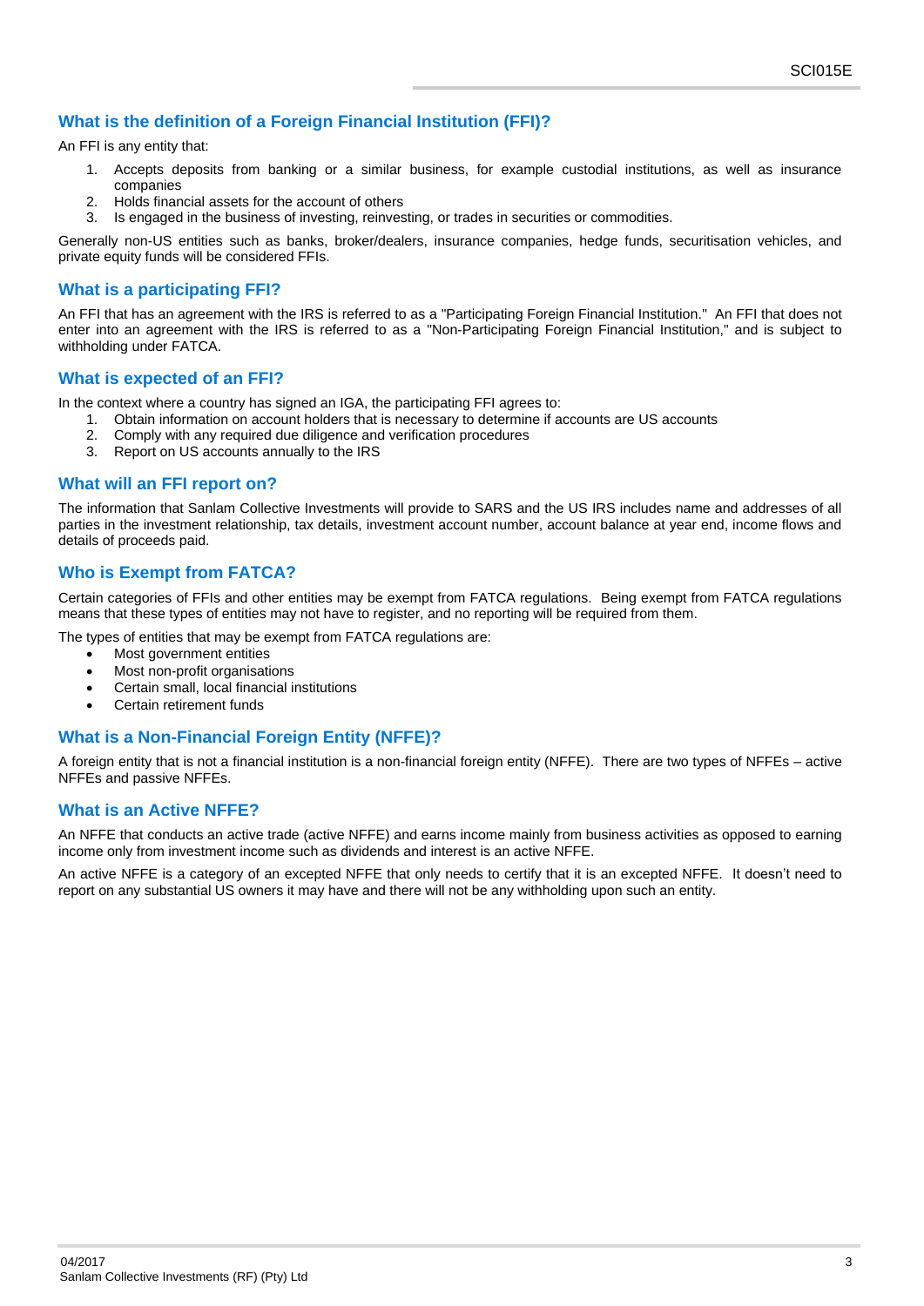## What is the definition of a Foreign Financial Institution (FFI)?

An FFI is any entity that:

1. Accepts deposits from banking or a similar business, for example custodial institutions, as well as insurance companies
2. Holds financial assets for the account of others
3. Is engaged in the business of investing, reinvesting, or trades in securities or commodities.

Generally non-US entities such as banks, broker/dealers, insurance companies, hedge funds, securitisation vehicles, and private equity funds will be considered FFIs.

## What is a participating FFI?

An FFI that has an agreement with the IRS is referred to as a "Participating Foreign Financial Institution." An FFI that does not enter into an agreement with the IRS is referred to as a "Non-Participating Foreign Financial Institution," and is subject to withholding under FATCA.

## What is expected of an FFI?

In the context where a country has signed an IGA, the participating FFI agrees to:

1. Obtain information on account holders that is necessary to determine if accounts are US accounts
2. Comply with any required due diligence and verification procedures
3. Report on US accounts annually to the IRS

## What will an FFI report on?

The information that Sanlam Collective Investments will provide to SARS and the US IRS includes name and addresses of all parties in the investment relationship, tax details, investment account number, account balance at year end, income flows and details of proceeds paid.

## Who is Exempt from FATCA?

Certain categories of FFIs and other entities may be exempt from FATCA regulations. Being exempt from FATCA regulations means that these types of entities may not have to register, and no reporting will be required from them.

The types of entities that may be exempt from FATCA regulations are:

- Most government entities
- Most non-profit organisations
- Certain small, local financial institutions
- Certain retirement funds

## What is a Non-Financial Foreign Entity (NFFE)?

A foreign entity that is not a financial institution is a non-financial foreign entity (NFFE). There are two types of NFFEs – active NFFEs and passive NFFEs.

## What is an Active NFFE?

An NFFE that conducts an active trade (active NFFE) and earns income mainly from business activities as opposed to earning income only from investment income such as dividends and interest is an active NFFE.

An active NFFE is a category of an excepted NFFE that only needs to certify that it is an excepted NFFE. It doesn't need to report on any substantial US owners it may have and there will not be any withholding upon such an entity.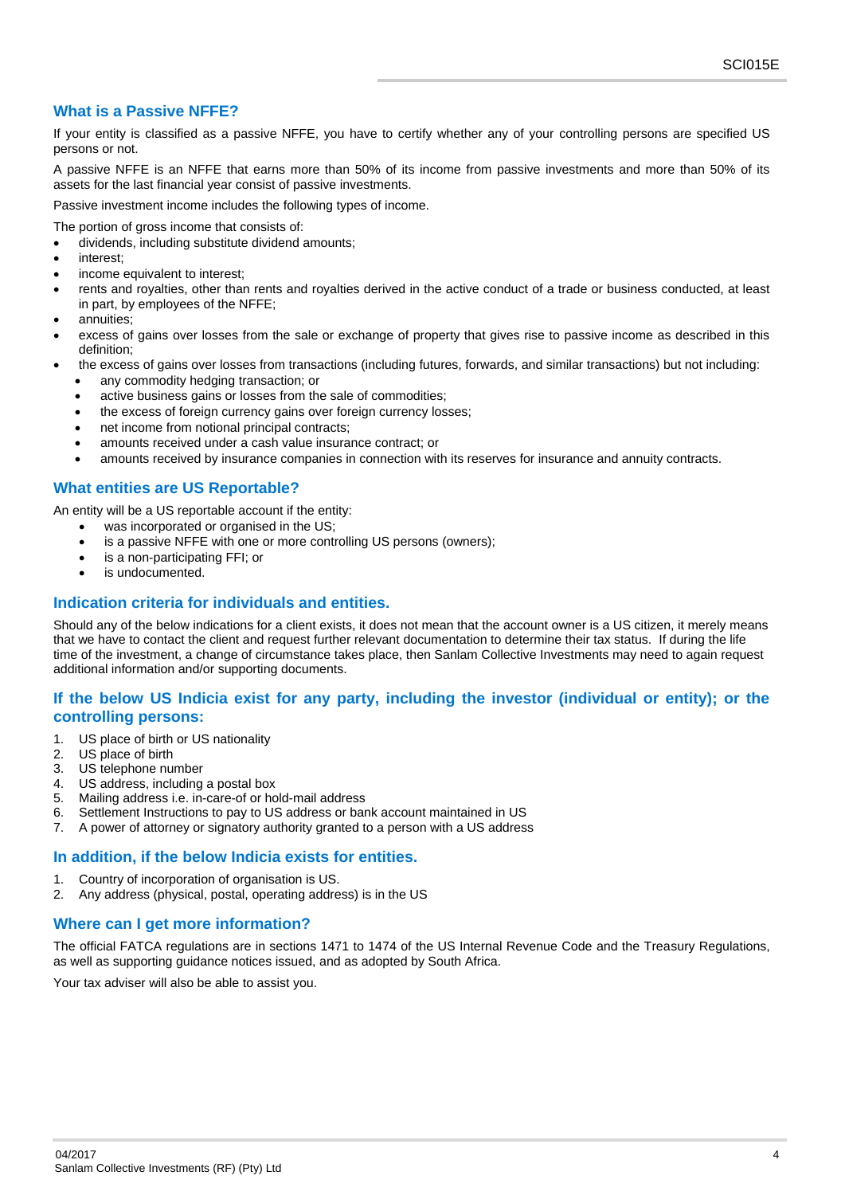## What is a Passive NFFE?

If your entity is classified as a passive NFFE, you have to certify whether any of your controlling persons are specified US persons or not.

A passive NFFE is an NFFE that earns more than 50% of its income from passive investments and more than 50% of its assets for the last financial year consist of passive investments.

Passive investment income includes the following types of income.

The portion of gross income that consists of:

- dividends, including substitute dividend amounts;
- interest;
- income equivalent to interest;
- rents and royalties, other than rents and royalties derived in the active conduct of a trade or business conducted, at least in part, by employees of the NFFE;
- annuities;
- excess of gains over losses from the sale or exchange of property that gives rise to passive income as described in this definition;
- the excess of gains over losses from transactions (including futures, forwards, and similar transactions) but not including:
  - any commodity hedging transaction; or
  - active business gains or losses from the sale of commodities;
  - the excess of foreign currency gains over foreign currency losses;
  - net income from notional principal contracts;
  - amounts received under a cash value insurance contract; or
  - amounts received by insurance companies in connection with its reserves for insurance and annuity contracts.

## What entities are US Reportable?

An entity will be a US reportable account if the entity:

- was incorporated or organised in the US;
- is a passive NFFE with one or more controlling US persons (owners);
- is a non-participating FFI; or
- is undocumented.

## Indication criteria for individuals and entities.

Should any of the below indications for a client exists, it does not mean that the account owner is a US citizen, it merely means that we have to contact the client and request further relevant documentation to determine their tax status. If during the life time of the investment, a change of circumstance takes place, then Sanlam Collective Investments may need to again request additional information and/or supporting documents.

## If the below US Indicia exist for any party, including the investor (individual or entity); or the controlling persons:

1. US place of birth or US nationality
2. US place of birth
3. US telephone number
4. US address, including a postal box
5. Mailing address i.e. in-care-of or hold-mail address
6. Settlement Instructions to pay to US address or bank account maintained in US
7. A power of attorney or signatory authority granted to a person with a US address

## In addition, if the below Indicia exists for entities.

1. Country of incorporation of organisation is US.
2. Any address (physical, postal, operating address) is in the US

## Where can I get more information?

The official FATCA regulations are in sections 1471 to 1474 of the US Internal Revenue Code and the Treasury Regulations, as well as supporting guidance notices issued, and as adopted by South Africa.

Your tax adviser will also be able to assist you.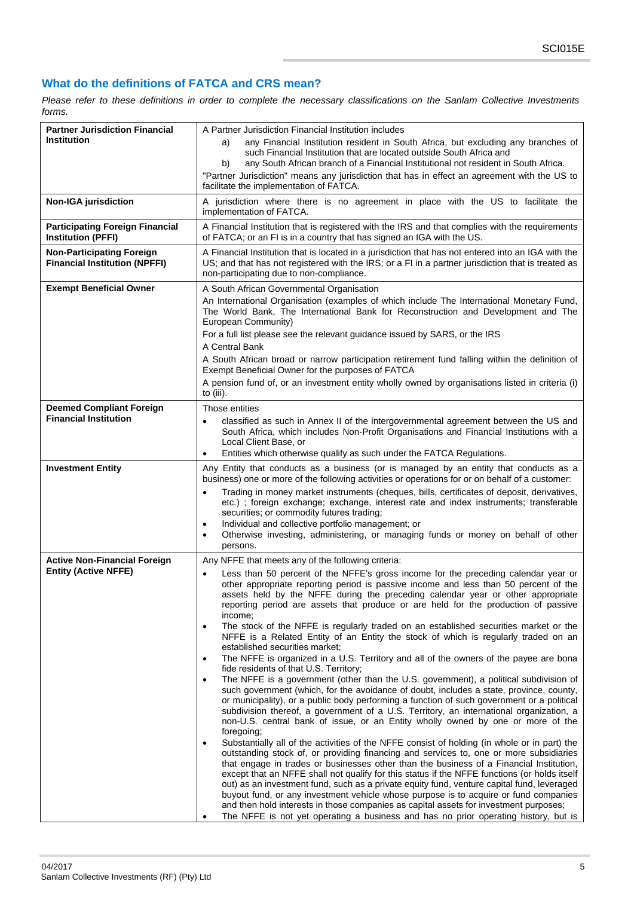## What do the definitions of FATCA and CRS mean?

*Please refer to these definitions in order to complete the necessary classifications on the Sanlam Collective Investments forms.*

| | |
|---|---|
| **Partner Jurisdiction Financial Institution** | A Partner Jurisdiction Financial Institution includes<br>a) any Financial Institution resident in South Africa, but excluding any branches of such Financial Institution that are located outside South Africa and<br>b) any South African branch of a Financial Institutional not resident in South Africa.<br>"Partner Jurisdiction" means any jurisdiction that has in effect an agreement with the US to facilitate the implementation of FATCA. |
| **Non-IGA jurisdiction** | A jurisdiction where there is no agreement in place with the US to facilitate the implementation of FATCA. |
| **Participating Foreign Financial Institution (PFFI)** | A Financial Institution that is registered with the IRS and that complies with the requirements of FATCA; or an FI is in a country that has signed an IGA with the US. |
| **Non-Participating Foreign Financial Institution (NPFFI)** | A Financial Institution that is located in a jurisdiction that has not entered into an IGA with the US; and that has not registered with the IRS; or a FI in a partner jurisdiction that is treated as non-participating due to non-compliance. |
| **Exempt Beneficial Owner** | A South African Governmental Organisation<br>An International Organisation (examples of which include The International Monetary Fund, The World Bank, The International Bank for Reconstruction and Development and The European Community)<br>For a full list please see the relevant guidance issued by SARS, or the IRS<br>A Central Bank<br>A South African broad or narrow participation retirement fund falling within the definition of Exempt Beneficial Owner for the purposes of FATCA<br>A pension fund of, or an investment entity wholly owned by organisations listed in criteria (i) to (iii). |
| **Deemed Compliant Foreign Financial Institution** | Those entities<br>• classified as such in Annex II of the intergovernmental agreement between the US and South Africa, which includes Non-Profit Organisations and Financial Institutions with a Local Client Base, or<br>• Entities which otherwise qualify as such under the FATCA Regulations. |
| **Investment Entity** | Any Entity that conducts as a business (or is managed by an entity that conducts as a business) one or more of the following activities or operations for or on behalf of a customer:<br>• Trading in money market instruments (cheques, bills, certificates of deposit, derivatives, etc.) ; foreign exchange; exchange, interest rate and index instruments; transferable securities; or commodity futures trading;<br>• Individual and collective portfolio management; or<br>• Otherwise investing, administering, or managing funds or money on behalf of other persons. |
| **Active Non-Financial Foreign Entity (Active NFFE)** | Any NFFE that meets any of the following criteria:<br>• Less than 50 percent of the NFFE's gross income for the preceding calendar year or other appropriate reporting period is passive income and less than 50 percent of the assets held by the NFFE during the preceding calendar year or other appropriate reporting period are assets that produce or are held for the production of passive income;<br>• The stock of the NFFE is regularly traded on an established securities market or the NFFE is a Related Entity of an Entity the stock of which is regularly traded on an established securities market;<br>• The NFFE is organized in a U.S. Territory and all of the owners of the payee are bona fide residents of that U.S. Territory;<br>• The NFFE is a government (other than the U.S. government), a political subdivision of such government (which, for the avoidance of doubt, includes a state, province, county, or municipality), or a public body performing a function of such government or a political subdivision thereof, a government of a U.S. Territory, an international organization, a non-U.S. central bank of issue, or an Entity wholly owned by one or more of the foregoing;<br>• Substantially all of the activities of the NFFE consist of holding (in whole or in part) the outstanding stock of, or providing financing and services to, one or more subsidiaries that engage in trades or businesses other than the business of a Financial Institution, except that an NFFE shall not qualify for this status if the NFFE functions (or holds itself out) as an investment fund, such as a private equity fund, venture capital fund, leveraged buyout fund, or any investment vehicle whose purpose is to acquire or fund companies and then hold interests in those companies as capital assets for investment purposes;<br>• The NFFE is not yet operating a business and has no prior operating history, but is |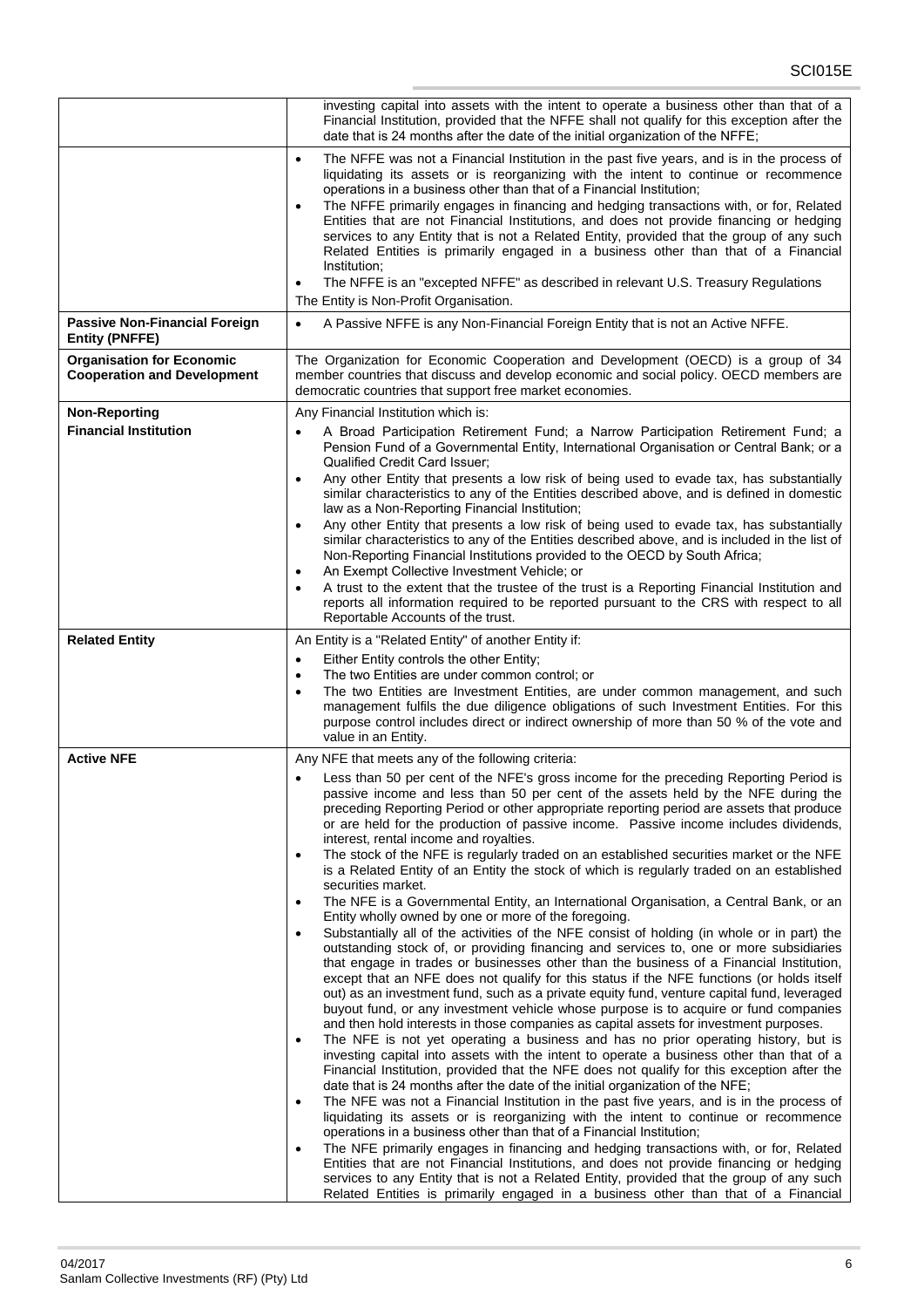| | |
|---|---|
| | investing capital into assets with the intent to operate a business other than that of a Financial Institution, provided that the NFFE shall not qualify for this exception after the date that is 24 months after the date of the initial organization of the NFFE; |
| | • The NFFE was not a Financial Institution in the past five years, and is in the process of liquidating its assets or is reorganizing with the intent to continue or recommence operations in a business other than that of a Financial Institution;<br>• The NFFE primarily engages in financing and hedging transactions with, or for, Related Entities that are not Financial Institutions, and does not provide financing or hedging services to any Entity that is not a Related Entity, provided that the group of any such Related Entities is primarily engaged in a business other than that of a Financial Institution;<br>• The NFFE is an "excepted NFFE" as described in relevant U.S. Treasury Regulations<br>The Entity is Non-Profit Organisation. |
| **Passive Non-Financial Foreign Entity (PNFFE)** | • A Passive NFFE is any Non-Financial Foreign Entity that is not an Active NFFE. |
| **Organisation for Economic Cooperation and Development** | The Organization for Economic Cooperation and Development (OECD) is a group of 34 member countries that discuss and develop economic and social policy. OECD members are democratic countries that support free market economies. |
| **Non-Reporting Financial Institution** | Any Financial Institution which is:<br>• A Broad Participation Retirement Fund; a Narrow Participation Retirement Fund; a Pension Fund of a Governmental Entity, International Organisation or Central Bank; or a Qualified Credit Card Issuer;<br>• Any other Entity that presents a low risk of being used to evade tax, has substantially similar characteristics to any of the Entities described above, and is defined in domestic law as a Non-Reporting Financial Institution;<br>• Any other Entity that presents a low risk of being used to evade tax, has substantially similar characteristics to any of the Entities described above, and is included in the list of Non-Reporting Financial Institutions provided to the OECD by South Africa;<br>• An Exempt Collective Investment Vehicle; or<br>• A trust to the extent that the trustee of the trust is a Reporting Financial Institution and reports all information required to be reported pursuant to the CRS with respect to all Reportable Accounts of the trust. |
| **Related Entity** | An Entity is a "Related Entity" of another Entity if:<br>• Either Entity controls the other Entity;<br>• The two Entities are under common control; or<br>• The two Entities are Investment Entities, are under common management, and such management fulfils the due diligence obligations of such Investment Entities. For this purpose control includes direct or indirect ownership of more than 50 % of the vote and value in an Entity. |
| **Active NFE** | Any NFE that meets any of the following criteria:<br>• Less than 50 per cent of the NFE's gross income for the preceding Reporting Period is passive income and less than 50 per cent of the assets held by the NFE during the preceding Reporting Period or other appropriate reporting period are assets that produce or are held for the production of passive income. Passive income includes dividends, interest, rental income and royalties.<br>• The stock of the NFE is regularly traded on an established securities market or the NFE is a Related Entity of an Entity the stock of which is regularly traded on an established securities market.<br>• The NFE is a Governmental Entity, an International Organisation, a Central Bank, or an Entity wholly owned by one or more of the foregoing.<br>• Substantially all of the activities of the NFE consist of holding (in whole or in part) the outstanding stock of, or providing financing and services to, one or more subsidiaries that engage in trades or businesses other than the business of a Financial Institution, except that an NFE does not qualify for this status if the NFE functions (or holds itself out) as an investment fund, such as a private equity fund, venture capital fund, leveraged buyout fund, or any investment vehicle whose purpose is to acquire or fund companies and then hold interests in those companies as capital assets for investment purposes.<br>• The NFE is not yet operating a business and has no prior operating history, but is investing capital into assets with the intent to operate a business other than that of a Financial Institution, provided that the NFE does not qualify for this exception after the date that is 24 months after the date of the initial organization of the NFE;<br>• The NFE was not a Financial Institution in the past five years, and is in the process of liquidating its assets or is reorganizing with the intent to continue or recommence operations in a business other than that of a Financial Institution;<br>• The NFE primarily engages in financing and hedging transactions with, or for, Related Entities that are not Financial Institutions, and does not provide financing or hedging services to any Entity that is not a Related Entity, provided that the group of any such Related Entities is primarily engaged in a business other than that of a Financial |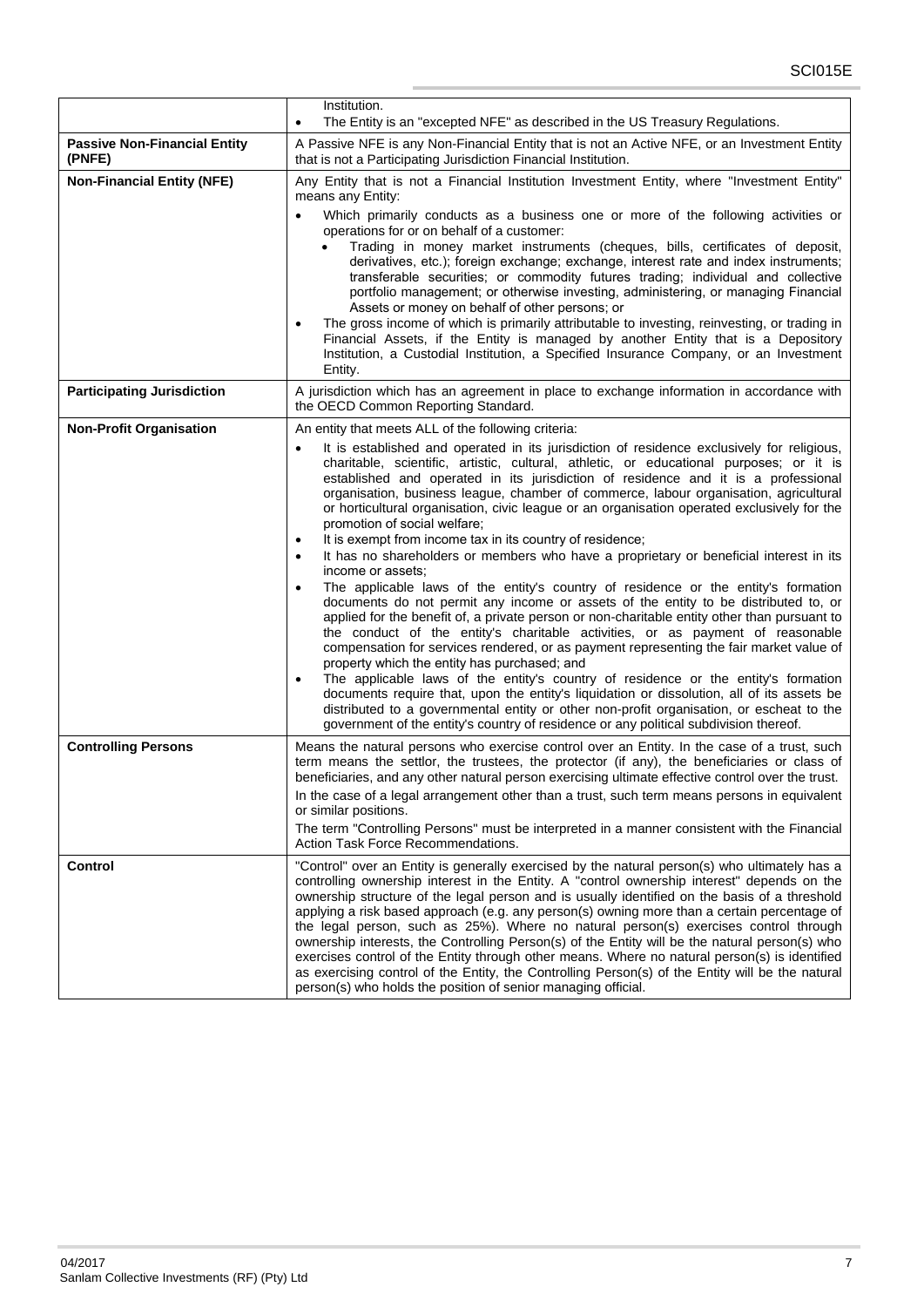| | |
|---|---|
| | Institution.<br>• The Entity is an "excepted NFE" as described in the US Treasury Regulations. |
| **Passive Non-Financial Entity (PNFE)** | A Passive NFE is any Non-Financial Entity that is not an Active NFE, or an Investment Entity that is not a Participating Jurisdiction Financial Institution. |
| **Non-Financial Entity (NFE)** | Any Entity that is not a Financial Institution Investment Entity, where "Investment Entity" means any Entity:<br>• Which primarily conducts as a business one or more of the following activities or operations for or on behalf of a customer:<br>  • Trading in money market instruments (cheques, bills, certificates of deposit, derivatives, etc.); foreign exchange; exchange, interest rate and index instruments; transferable securities; or commodity futures trading; individual and collective portfolio management; or otherwise investing, administering, or managing Financial Assets or money on behalf of other persons; or<br>• The gross income of which is primarily attributable to investing, reinvesting, or trading in Financial Assets, if the Entity is managed by another Entity that is a Depository Institution, a Custodial Institution, a Specified Insurance Company, or an Investment Entity. |
| **Participating Jurisdiction** | A jurisdiction which has an agreement in place to exchange information in accordance with the OECD Common Reporting Standard. |
| **Non-Profit Organisation** | An entity that meets ALL of the following criteria:<br>• It is established and operated in its jurisdiction of residence exclusively for religious, charitable, scientific, artistic, cultural, athletic, or educational purposes; or it is established and operated in its jurisdiction of residence and it is a professional organisation, business league, chamber of commerce, labour organisation, agricultural or horticultural organisation, civic league or an organisation operated exclusively for the promotion of social welfare;<br>• It is exempt from income tax in its country of residence;<br>• It has no shareholders or members who have a proprietary or beneficial interest in its income or assets;<br>• The applicable laws of the entity's country of residence or the entity's formation documents do not permit any income or assets of the entity to be distributed to, or applied for the benefit of, a private person or non-charitable entity other than pursuant to the conduct of the entity's charitable activities, or as payment of reasonable compensation for services rendered, or as payment representing the fair market value of property which the entity has purchased; and<br>• The applicable laws of the entity's country of residence or the entity's formation documents require that, upon the entity's liquidation or dissolution, all of its assets be distributed to a governmental entity or other non-profit organisation, or escheat to the government of the entity's country of residence or any political subdivision thereof. |
| **Controlling Persons** | Means the natural persons who exercise control over an Entity. In the case of a trust, such term means the settlor, the trustees, the protector (if any), the beneficiaries or class of beneficiaries, and any other natural person exercising ultimate effective control over the trust.<br>In the case of a legal arrangement other than a trust, such term means persons in equivalent or similar positions.<br>The term "Controlling Persons" must be interpreted in a manner consistent with the Financial Action Task Force Recommendations. |
| **Control** | "Control" over an Entity is generally exercised by the natural person(s) who ultimately has a controlling ownership interest in the Entity. A "control ownership interest" depends on the ownership structure of the legal person and is usually identified on the basis of a threshold applying a risk based approach (e.g. any person(s) owning more than a certain percentage of the legal person, such as 25%). Where no natural person(s) exercises control through ownership interests, the Controlling Person(s) of the Entity will be the natural person(s) who exercises control of the Entity through other means. Where no natural person(s) is identified as exercising control of the Entity, the Controlling Person(s) of the Entity will be the natural person(s) who holds the position of senior managing official. |